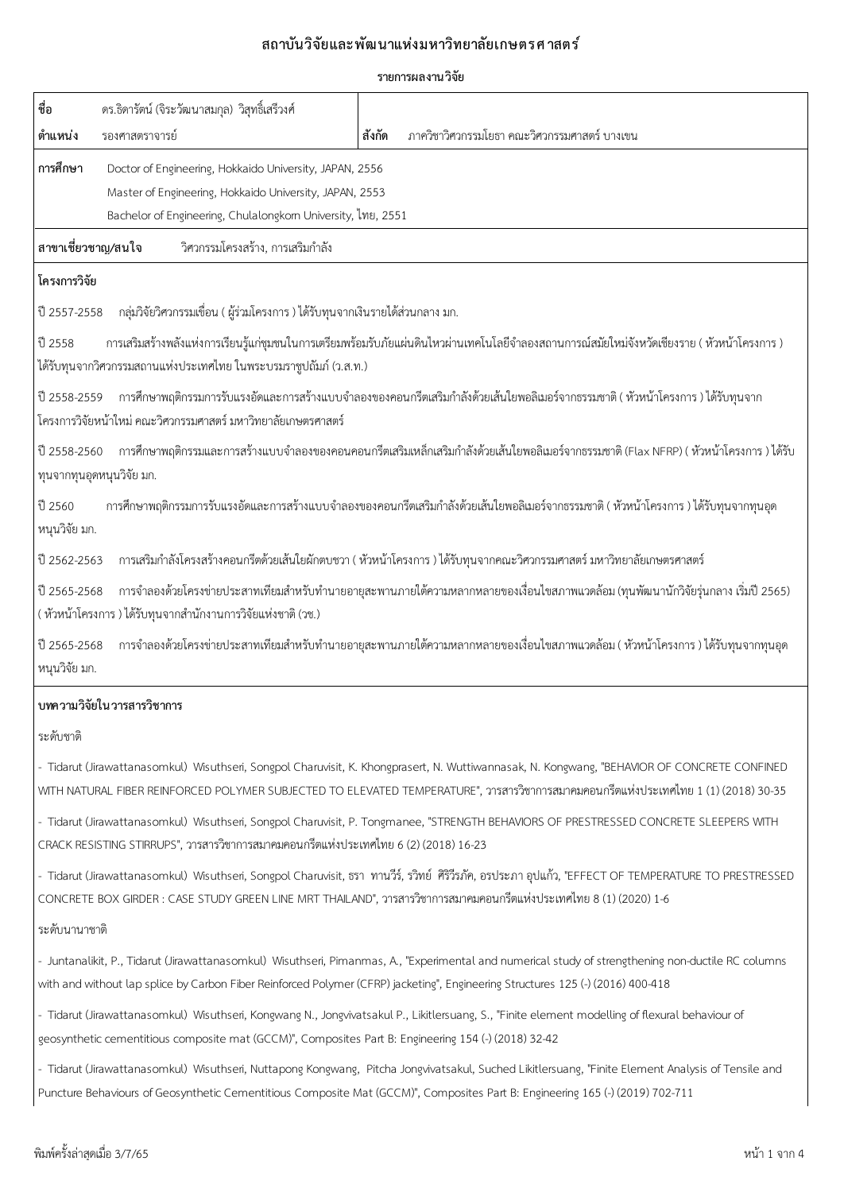# สถาบันวิจัยและพัฒนาแห่งมหาวิทยาลัยเกษตรศาสตร์

## รายการผลงานวิจัย

| | | | |
|---|---|---|---|
| **ชื่อ** | ดร.ธิดารัตน์ (จิระวัฒนาสมกุล) วิสุทธิ์เสรีวงศ์ | | |
| **ตำแหน่ง** | รองศาสตราจารย์ | **สังกัด** | ภาควิชาวิศวกรรมโยธา คณะวิศวกรรมศาสตร์ บางเขน |

**การศึกษา**
Doctor of Engineering, Hokkaido University, JAPAN, 2556
Master of Engineering, Hokkaido University, JAPAN, 2553
Bachelor of Engineering, Chulalongkorn University, ไทย, 2551

**สาขาเชี่ยวชาญ/สนใจ** วิศวกรรมโครงสร้าง, การเสริมกำลัง

**โครงการวิจัย**

ปี 2557-2558 กลุ่มวิจัยวิศวกรรมเขื่อน ( ผู้ร่วมโครงการ ) ได้รับทุนจากเงินรายได้ส่วนกลาง มก.

ปี 2558 การเสริมสร้างพลังแห่งการเรียนรู้แก่ชุมชนในการเตรียมพร้อมรับภัยแผ่นดินไหวผ่านเทคโนโลยีจำลองสถานการณ์สมัยใหม่จังหวัดเชียงราย ( หัวหน้าโครงการ ) ได้รับทุนจากวิศวกรรมสถานแห่งประเทศไทย ในพระบรมราชูปถัมภ์ (ว.ส.ท.)

ปี 2558-2559 การศึกษาพฤติกรรมการรับแรงอัดและการสร้างแบบจำลองของคอนกรีตเสริมกำลังด้วยเส้นใยพอลิเมอร์จากธรรมชาติ ( หัวหน้าโครงการ ) ได้รับทุนจากโครงการวิจัยหน้าใหม่ คณะวิศวกรรมศาสตร์ มหาวิทยาลัยเกษตรศาสตร์

ปี 2558-2560 การศึกษาพฤติกรรมและการสร้างแบบจำลองของคอนคอนกรีตเสริมเหล็กเสริมกำลังด้วยเส้นใยพอลิเมอร์จากธรรมชาติ (Flax NFRP) ( หัวหน้าโครงการ ) ได้รับทุนจากทุนอุดหนุนวิจัย มก.

ปี 2560 การศึกษาพฤติกรรมการรับแรงอัดและการสร้างแบบจำลองของคอนกรีตเสริมกำลังด้วยเส้นใยพอลิเมอร์จากธรรมชาติ ( หัวหน้าโครงการ ) ได้รับทุนจากทุนอุดหนุนวิจัย มก.

ปี 2562-2563 การเสริมกำลังโครงสร้างคอนกรีตด้วยเส้นใยผักตบชวา ( หัวหน้าโครงการ ) ได้รับทุนจากคณะวิศวกรรมศาสตร์ มหาวิทยาลัยเกษตรศาสตร์

ปี 2565-2568 การจำลองด้วยโครงข่ายประสาทเทียมสำหรับทำนายอายุสะพานภายใต้ความหลากหลายของเงื่อนไขสภาพแวดล้อม (ทุนพัฒนานักวิจัยรุ่นกลาง เริ่มปี 2565) ( หัวหน้าโครงการ ) ได้รับทุนจากสำนักงานการวิจัยแห่งชาติ (วช.)

ปี 2565-2568 การจำลองด้วยโครงข่ายประสาทเทียมสำหรับทำนายอายุสะพานภายใต้ความหลากหลายของเงื่อนไขสภาพแวดล้อม ( หัวหน้าโครงการ ) ได้รับทุนจากทุนอุดหนุนวิจัย มก.

**บทความวิจัยในวารสารวิชาการ**

ระดับชาติ

- Tidarut (Jirawattanasomkul) Wisuthseri, Songpol Charuvisit, K. Khongprasert, N. Wuttiwannasak, N. Kongwang, "BEHAVIOR OF CONCRETE CONFINED WITH NATURAL FIBER REINFORCED POLYMER SUBJECTED TO ELEVATED TEMPERATURE", วารสารวิชาการสมาคมคอนกรีตแห่งประเทศไทย 1 (1) (2018) 30-35

- Tidarut (Jirawattanasomkul) Wisuthseri, Songpol Charuvisit, P. Tongmanee, "STRENGTH BEHAVIORS OF PRESTRESSED CONCRETE SLEEPERS WITH CRACK RESISTING STIRRUPS", วารสารวิชาการสมาคมคอนกรีตแห่งประเทศไทย 6 (2) (2018) 16-23

- Tidarut (Jirawattanasomkul) Wisuthseri, Songpol Charuvisit, ธรา ทานวีร์, รวิทย์ ศิริวีรภัค, อรประภา อุปแก้ว, "EFFECT OF TEMPERATURE TO PRESTRESSED CONCRETE BOX GIRDER : CASE STUDY GREEN LINE MRT THAILAND", วารสารวิชาการสมาคมคอนกรีตแห่งประเทศไทย 8 (1) (2020) 1-6

ระดับนานาชาติ

- Juntanalikit, P., Tidarut (Jirawattanasomkul) Wisuthseri, Pimanmas, A., "Experimental and numerical study of strengthening non-ductile RC columns with and without lap splice by Carbon Fiber Reinforced Polymer (CFRP) jacketing", Engineering Structures 125 (-) (2016) 400-418

- Tidarut (Jirawattanasomkul) Wisuthseri, Kongwang N., Jongvivatsakul P., Likitlersuang, S., "Finite element modelling of flexural behaviour of geosynthetic cementitious composite mat (GCCM)", Composites Part B: Engineering 154 (-) (2018) 32-42

- Tidarut (Jirawattanasomkul) Wisuthseri, Nuttapong Kongwang, Pitcha Jongvivatsakul, Suched Likitlersuang, "Finite Element Analysis of Tensile and Puncture Behaviours of Geosynthetic Cementitious Composite Mat (GCCM)", Composites Part B: Engineering 165 (-) (2019) 702-711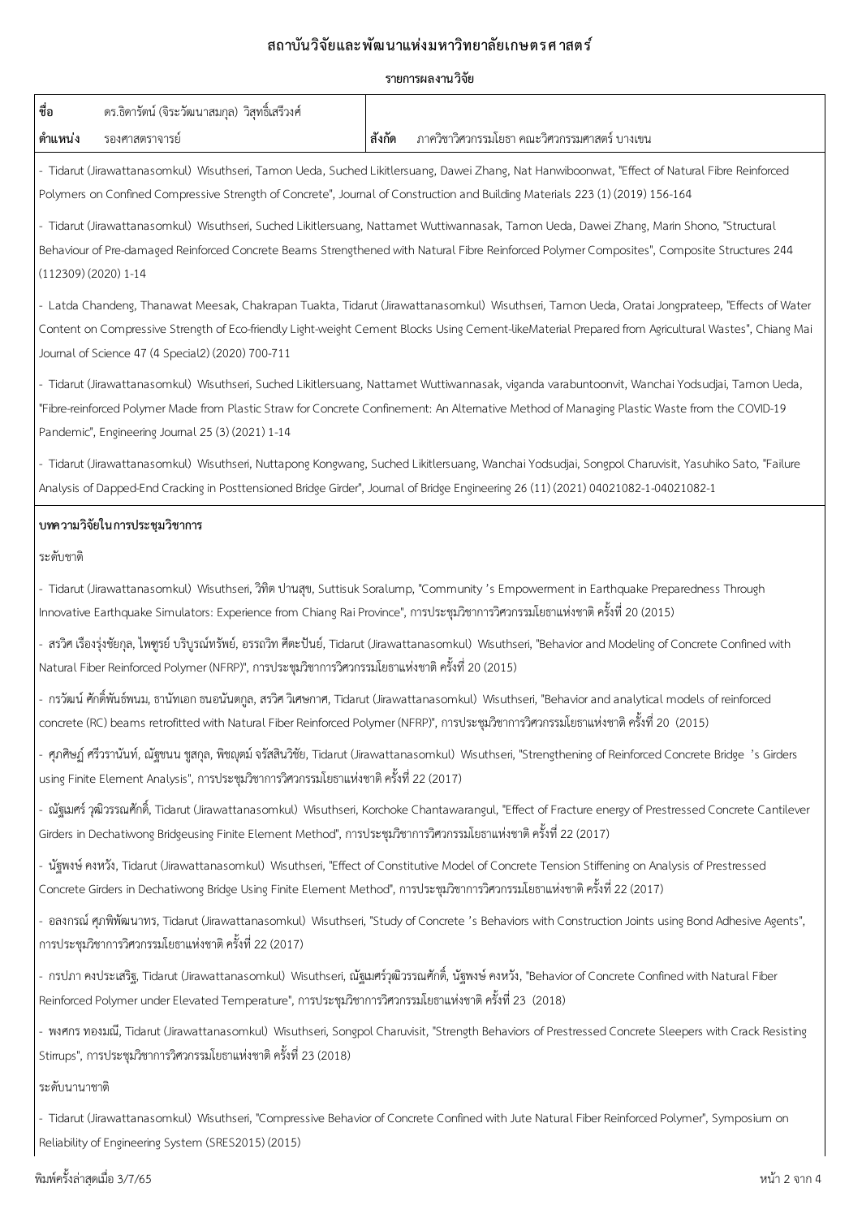# สถาบันวิจัยและพัฒนาแห่งมหาวิทยาลัยเกษตรศาสตร์

## รายการผลงานวิจัย

| ชื่อ ดร.ธิดารัตน์ (จิระวัฒนาสมกุล) วิสุทธิ์เสรีวงศ์ | |
|---|---|
| ตำแหน่ง รองศาสตราจารย์ | สังกัด ภาควิชาวิศวกรรมโยธา คณะวิศวกรรมศาสตร์ บางเขน |

- Tidarut (Jirawattanasomkul) Wisuthseri, Tamon Ueda, Suched Likitlersuang, Dawei Zhang, Nat Hanwiboonwat, "Effect of Natural Fibre Reinforced Polymers on Confined Compressive Strength of Concrete", Journal of Construction and Building Materials 223 (1) (2019) 156-164

- Tidarut (Jirawattanasomkul) Wisuthseri, Suched Likitlersuang, Nattamet Wuttiwannasak, Tamon Ueda, Dawei Zhang, Marin Shono, "Structural Behaviour of Pre-damaged Reinforced Concrete Beams Strengthened with Natural Fibre Reinforced Polymer Composites", Composite Structures 244 (112309) (2020) 1-14

- Latda Chandeng, Thanawat Meesak, Chakrapan Tuakta, Tidarut (Jirawattanasomkul) Wisuthseri, Tamon Ueda, Oratai Jongprateep, "Effects of Water Content on Compressive Strength of Eco-friendly Light-weight Cement Blocks Using Cement-likeMaterial Prepared from Agricultural Wastes", Chiang Mai Journal of Science 47 (4 Special2) (2020) 700-711

- Tidarut (Jirawattanasomkul) Wisuthseri, Suched Likitlersuang, Nattamet Wuttiwannasak, viganda varabuntoonvit, Wanchai Yodsudjai, Tamon Ueda, "Fibre-reinforced Polymer Made from Plastic Straw for Concrete Confinement: An Alternative Method of Managing Plastic Waste from the COVID-19 Pandemic", Engineering Journal 25 (3) (2021) 1-14

- Tidarut (Jirawattanasomkul) Wisuthseri, Nuttapong Kongwang, Suched Likitlersuang, Wanchai Yodsudjai, Songpol Charuvisit, Yasuhiko Sato, "Failure Analysis of Dapped-End Cracking in Posttensioned Bridge Girder", Journal of Bridge Engineering 26 (11) (2021) 04021082-1-04021082-1

### บทความวิจัยในการประชุมวิชาการ

ระดับชาติ

- Tidarut (Jirawattanasomkul) Wisuthseri, วิทิต ปานสุข, Suttisuk Soralump, "Community 's Empowerment in Earthquake Preparedness Through Innovative Earthquake Simulators: Experience from Chiang Rai Province", การประชุมวิชาการวิศวกรรมโยธาแห่งชาติ ครั้งที่ 20 (2015)

- สรวิศ เรืองรุ่งชัยกุล, ไพฑูรย์ บริบูรณ์ทรัพย์, อรรถวิท ศีตะปันย์, Tidarut (Jirawattanasomkul) Wisuthseri, "Behavior and Modeling of Concrete Confined with Natural Fiber Reinforced Polymer (NFRP)", การประชุมวิชาการวิศวกรรมโยธาแห่งชาติ ครั้งที่ 20 (2015)

- กรวัฒน์ ศักดิ์พันธ์พนม, ธานัทเอก ธนอนันตกูล, สรวิศ วิเศษกาศ, Tidarut (Jirawattanasomkul) Wisuthseri, "Behavior and analytical models of reinforced concrete (RC) beams retrofitted with Natural Fiber Reinforced Polymer (NFRP)", การประชุมวิชาการวิศวกรรมโยธาแห่งชาติ ครั้งที่ 20 (2015)

- ศุภศิษฏ์ ศรีวรานันท์, ณัฐชนน ชูสกุล, พิชญุตม์ จรัสสินวิชัย, Tidarut (Jirawattanasomkul) Wisuthseri, "Strengthening of Reinforced Concrete Bridge 's Girders using Finite Element Analysis", การประชุมวิชาการวิศวกรรมโยธาแห่งชาติ ครั้งที่ 22 (2017)

- ณัฐเมศร์ วุฒิวรรณศักดิ์, Tidarut (Jirawattanasomkul) Wisuthseri, Korchoke Chantawarangul, "Effect of Fracture energy of Prestressed Concrete Cantilever Girders in Dechatiwong Bridgeusing Finite Element Method", การประชุมวิชาการวิศวกรรมโยธาแห่งชาติ ครั้งที่ 22 (2017)

- นัฐพงษ์ คงหวัง, Tidarut (Jirawattanasomkul) Wisuthseri, "Effect of Constitutive Model of Concrete Tension Stiffening on Analysis of Prestressed Concrete Girders in Dechatiwong Bridge Using Finite Element Method", การประชุมวิชาการวิศวกรรมโยธาแห่งชาติ ครั้งที่ 22 (2017)

- อลงกรณ์ ศุภพิพัฒนาทร, Tidarut (Jirawattanasomkul) Wisuthseri, "Study of Concrete 's Behaviors with Construction Joints using Bond Adhesive Agents", การประชุมวิชาการวิศวกรรมโยธาแห่งชาติ ครั้งที่ 22 (2017)

- กรปภา คงประเสริฐ, Tidarut (Jirawattanasomkul) Wisuthseri, ณัฐเมศร์วุฒิวรรณศักดิ์, นัฐพงษ์ คงหวัง, "Behavior of Concrete Confined with Natural Fiber Reinforced Polymer under Elevated Temperature", การประชุมวิชาการวิศวกรรมโยธาแห่งชาติ ครั้งที่ 23 (2018)

- พงศกร ทองมณี, Tidarut (Jirawattanasomkul) Wisuthseri, Songpol Charuvisit, "Strength Behaviors of Prestressed Concrete Sleepers with Crack Resisting Stirrups", การประชุมวิชาการวิศวกรรมโยธาแห่งชาติ ครั้งที่ 23 (2018)

ระดับนานาชาติ

- Tidarut (Jirawattanasomkul) Wisuthseri, "Compressive Behavior of Concrete Confined with Jute Natural Fiber Reinforced Polymer", Symposium on Reliability of Engineering System (SRES2015) (2015)

พิมพ์ครั้งล่าสุดเมื่อ 3/7/65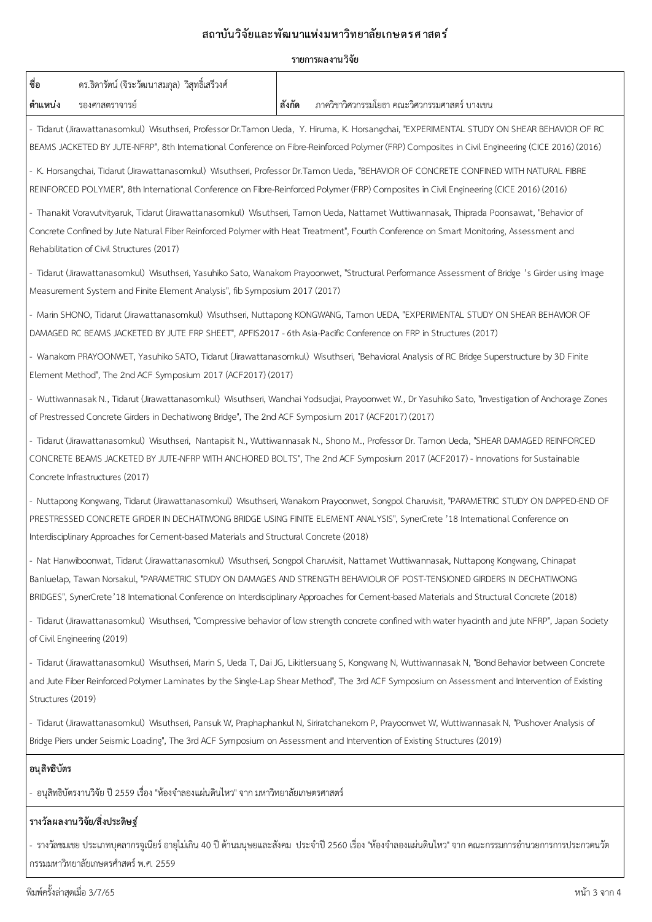# สถาบันวิจัยและพัฒนาแห่งมหาวิทยาลัยเกษตรศาสตร์

## รายการผลงานวิจัย

| ชื่อ | ดร.ธิดารัตน์ (จิระวัฒนาสมกุล) วิสุทธิ์เสรีวงศ์ | | |
|---|---|---|---|
| ตำแหน่ง | รองศาสตราจารย์ | สังกัด | ภาควิชาวิศวกรรมโยธา คณะวิศวกรรมศาสตร์ บางเขน |

- Tidarut (Jirawattanasomkul) Wisuthseri, Professor Dr.Tamon Ueda, Y. Hiruma, K. Horsangchai, "EXPERIMENTAL STUDY ON SHEAR BEHAVIOR OF RC BEAMS JACKETED BY JUTE-NFRP", 8th International Conference on Fibre-Reinforced Polymer (FRP) Composites in Civil Engineering (CICE 2016) (2016)
- K. Horsangchai, Tidarut (Jirawattanasomkul) Wisuthseri, Professor Dr.Tamon Ueda, "BEHAVIOR OF CONCRETE CONFINED WITH NATURAL FIBRE REINFORCED POLYMER", 8th International Conference on Fibre-Reinforced Polymer (FRP) Composites in Civil Engineering (CICE 2016) (2016)
- Thanakit Voravutvityaruk, Tidarut (Jirawattanasomkul) Wisuthseri, Tamon Ueda, Nattamet Wuttiwannasak, Thiprada Poonsawat, "Behavior of Concrete Confined by Jute Natural Fiber Reinforced Polymer with Heat Treatment", Fourth Conference on Smart Monitoring, Assessment and Rehabilitation of Civil Structures (2017)
- Tidarut (Jirawattanasomkul) Wisuthseri, Yasuhiko Sato, Wanakorn Prayoonwet, "Structural Performance Assessment of Bridge 's Girder using Image Measurement System and Finite Element Analysis", fib Symposium 2017 (2017)
- Marin SHONO, Tidarut (Jirawattanasomkul) Wisuthseri, Nuttapong KONGWANG, Tamon UEDA, "EXPERIMENTAL STUDY ON SHEAR BEHAVIOR OF DAMAGED RC BEAMS JACKETED BY JUTE FRP SHEET", APFIS2017 - 6th Asia-Pacific Conference on FRP in Structures (2017)
- Wanakorn PRAYOONWET, Yasuhiko SATO, Tidarut (Jirawattanasomkul) Wisuthseri, "Behavioral Analysis of RC Bridge Superstructure by 3D Finite Element Method", The 2nd ACF Symposium 2017 (ACF2017) (2017)
- Wuttiwannasak N., Tidarut (Jirawattanasomkul) Wisuthseri, Wanchai Yodsudjai, Prayoonwet W., Dr Yasuhiko Sato, "Investigation of Anchorage Zones of Prestressed Concrete Girders in Dechatiwong Bridge", The 2nd ACF Symposium 2017 (ACF2017) (2017)
- Tidarut (Jirawattanasomkul) Wisuthseri, Nantapisit N., Wuttiwannasak N., Shono M., Professor Dr. Tamon Ueda, "SHEAR DAMAGED REINFORCED CONCRETE BEAMS JACKETED BY JUTE-NFRP WITH ANCHORED BOLTS", The 2nd ACF Symposium 2017 (ACF2017) - Innovations for Sustainable Concrete Infrastructures (2017)
- Nuttapong Kongwang, Tidarut (Jirawattanasomkul) Wisuthseri, Wanakorn Prayoonwet, Songpol Charuvisit, "PARAMETRIC STUDY ON DAPPED-END OF PRESTRESSED CONCRETE GIRDER IN DECHATIWONG BRIDGE USING FINITE ELEMENT ANALYSIS", SynerCrete '18 International Conference on Interdisciplinary Approaches for Cement-based Materials and Structural Concrete (2018)
- Nat Hanwiboonwat, Tidarut (Jirawattanasomkul) Wisuthseri, Songpol Charuvisit, Nattamet Wuttiwannasak, Nuttapong Kongwang, Chinapat Banluelap, Tawan Norsakul, "PARAMETRIC STUDY ON DAMAGES AND STRENGTH BEHAVIOUR OF POST-TENSIONED GIRDERS IN DECHATIWONG BRIDGES", SynerCrete'18 International Conference on Interdisciplinary Approaches for Cement-based Materials and Structural Concrete (2018)
- Tidarut (Jirawattanasomkul) Wisuthseri, "Compressive behavior of low strength concrete confined with water hyacinth and jute NFRP", Japan Society of Civil Engineering (2019)
- Tidarut (Jirawattanasomkul) Wisuthseri, Marin S, Ueda T, Dai JG, Likitlersuang S, Kongwang N, Wuttiwannasak N, "Bond Behavior between Concrete and Jute Fiber Reinforced Polymer Laminates by the Single-Lap Shear Method", The 3rd ACF Symposium on Assessment and Intervention of Existing Structures (2019)
- Tidarut (Jirawattanasomkul) Wisuthseri, Pansuk W, Praphaphankul N, Siriratchanekorn P, Prayoonwet W, Wuttiwannasak N, "Pushover Analysis of Bridge Piers under Seismic Loading", The 3rd ACF Symposium on Assessment and Intervention of Existing Structures (2019)

### อนุสิทธิบัตร

- อนุสิทธิบัตรงานวิจัย ปี 2559 เรื่อง "ห้องจำลองแผ่นดินไหว" จาก มหาวิทยาลัยเกษตรศาสตร์

### รางวัลผลงานวิจัย/สิ่งประดิษฐ์

- รางวัลชมเชย ประเภทบุคลากรจูเนียร์ อายุไม่เกิน 40 ปี ด้านมนุษยและสังคม ประจำปี 2560 เรื่อง "ห้องจำลองแผ่นดินไหว" จาก คณะกรรมการอำนวยการการประกวดนวัตกรรมมหาวิทยาลัยเกษตรศาสตร์ พ.ศ. 2559

พิมพ์ครั้งล่าสุดเมื่อ 3/7/65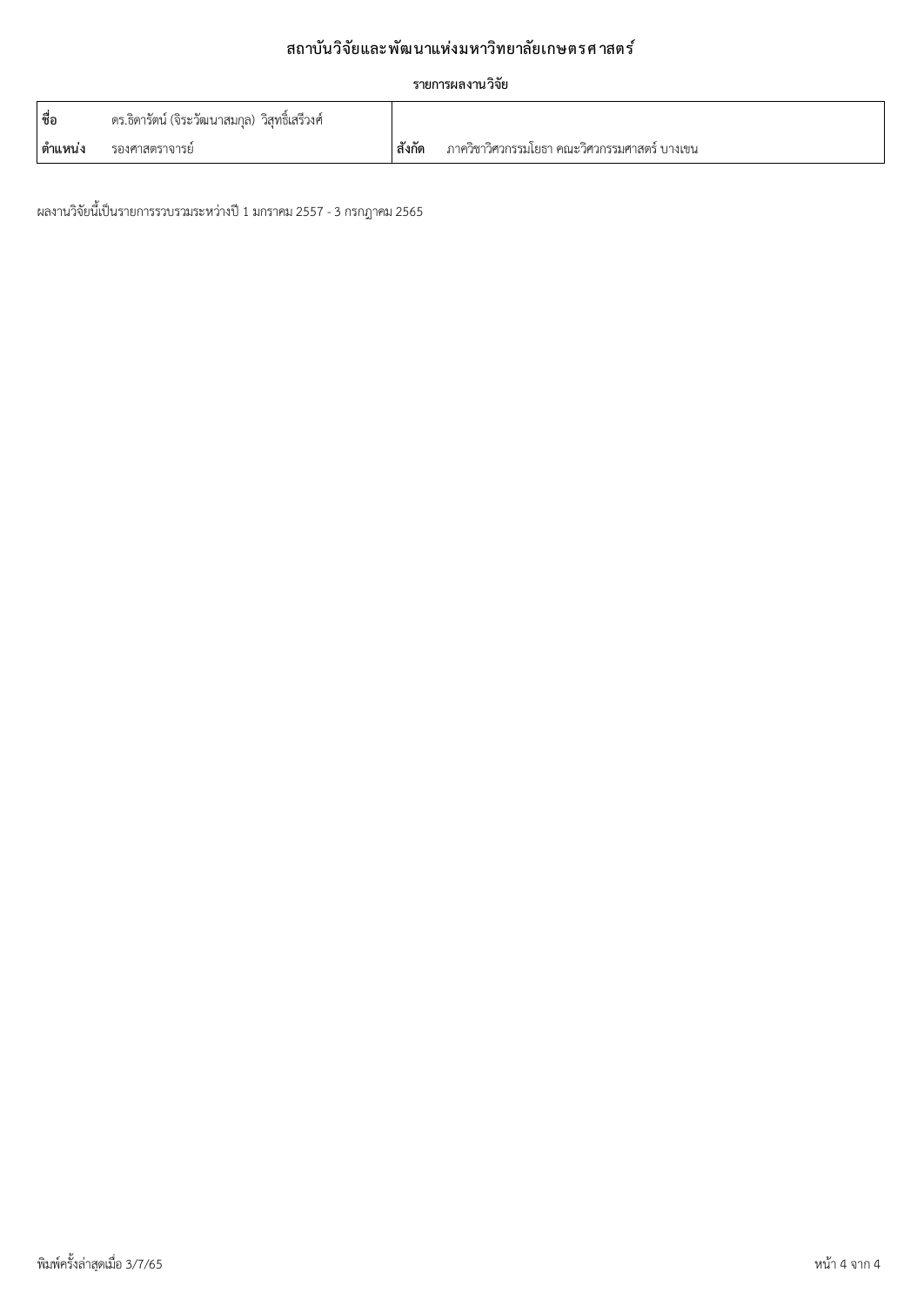# สถาบันวิจัยและพัฒนาแห่งมหาวิทยาลัยเกษตรศาสตร์

## รายการผลงานวิจัย

| | | | |
|---|---|---|---|
| **ชื่อ** | ดร.ธิดารัตน์ (จิระวัฒนาสมกุล) วิสุทธิ์เสรีวงศ์ | | |
| **ตำแหน่ง** | รองศาสตราจารย์ | **สังกัด** | ภาควิชาวิศวกรรมโยธา คณะวิศวกรรมศาสตร์ บางเขน |

ผลงานวิจัยนี้เป็นรายการรวบรวมระหว่างปี 1 มกราคม 2557 - 3 กรกฎาคม 2565

พิมพ์ครั้งล่าสุดเมื่อ 3/7/65